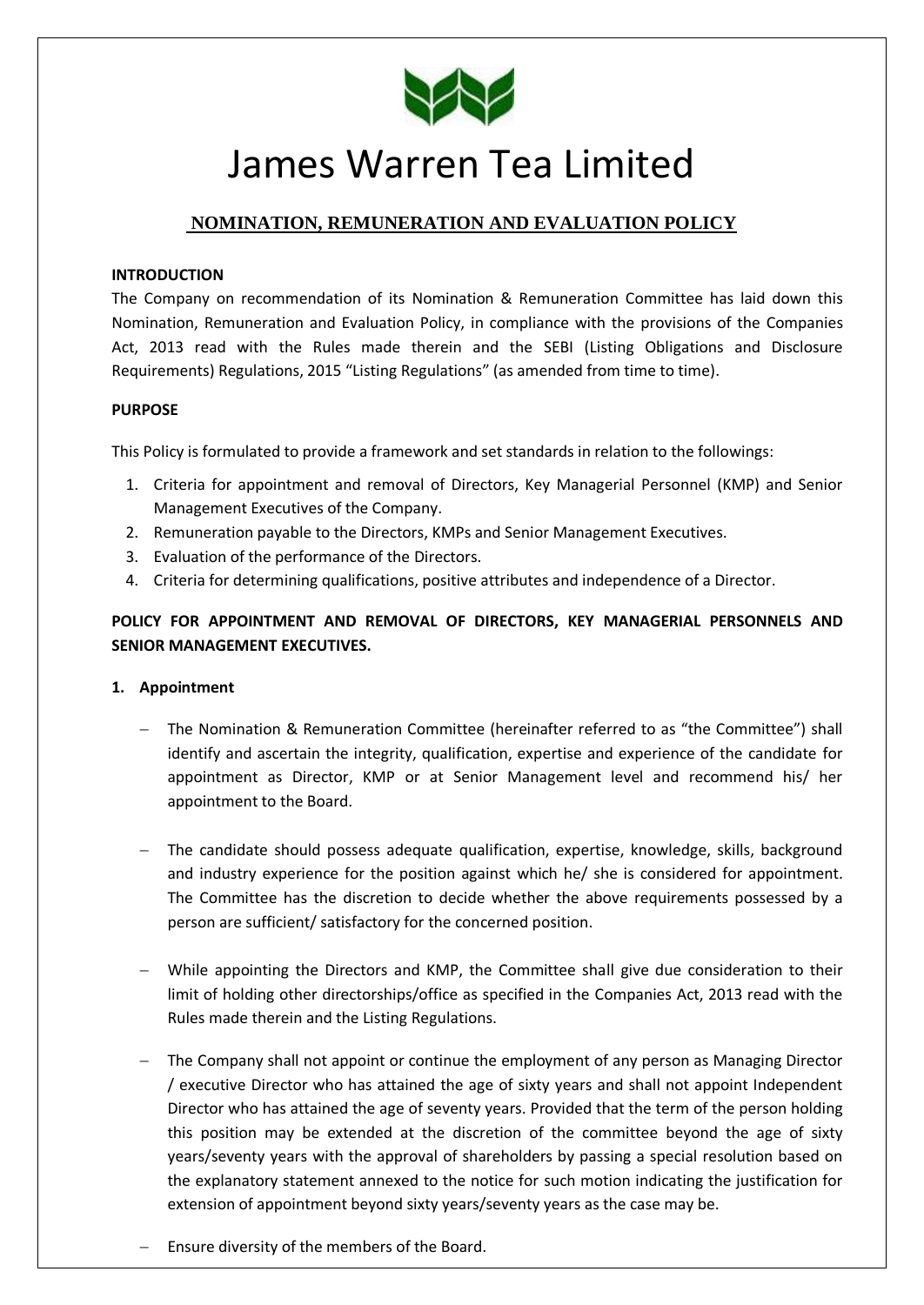# James Warren Tea Limited

## NOMINATION, REMUNERATION AND EVALUATION POLICY

**INTRODUCTION**

The Company on recommendation of its Nomination & Remuneration Committee has laid down this Nomination, Remuneration and Evaluation Policy, in compliance with the provisions of the Companies Act, 2013 read with the Rules made therein and the SEBI (Listing Obligations and Disclosure Requirements) Regulations, 2015 "Listing Regulations" (as amended from time to time).

**PURPOSE**

This Policy is formulated to provide a framework and set standards in relation to the followings:

1. Criteria for appointment and removal of Directors, Key Managerial Personnel (KMP) and Senior Management Executives of the Company.
2. Remuneration payable to the Directors, KMPs and Senior Management Executives.
3. Evaluation of the performance of the Directors.
4. Criteria for determining qualifications, positive attributes and independence of a Director.

**POLICY FOR APPOINTMENT AND REMOVAL OF DIRECTORS, KEY MANAGERIAL PERSONNELS AND SENIOR MANAGEMENT EXECUTIVES.**

**1. Appointment**

- The Nomination & Remuneration Committee (hereinafter referred to as "the Committee") shall identify and ascertain the integrity, qualification, expertise and experience of the candidate for appointment as Director, KMP or at Senior Management level and recommend his/ her appointment to the Board.

- The candidate should possess adequate qualification, expertise, knowledge, skills, background and industry experience for the position against which he/ she is considered for appointment. The Committee has the discretion to decide whether the above requirements possessed by a person are sufficient/ satisfactory for the concerned position.

- While appointing the Directors and KMP, the Committee shall give due consideration to their limit of holding other directorships/office as specified in the Companies Act, 2013 read with the Rules made therein and the Listing Regulations.

- The Company shall not appoint or continue the employment of any person as Managing Director / executive Director who has attained the age of sixty years and shall not appoint Independent Director who has attained the age of seventy years. Provided that the term of the person holding this position may be extended at the discretion of the committee beyond the age of sixty years/seventy years with the approval of shareholders by passing a special resolution based on the explanatory statement annexed to the notice for such motion indicating the justification for extension of appointment beyond sixty years/seventy years as the case may be.

- Ensure diversity of the members of the Board.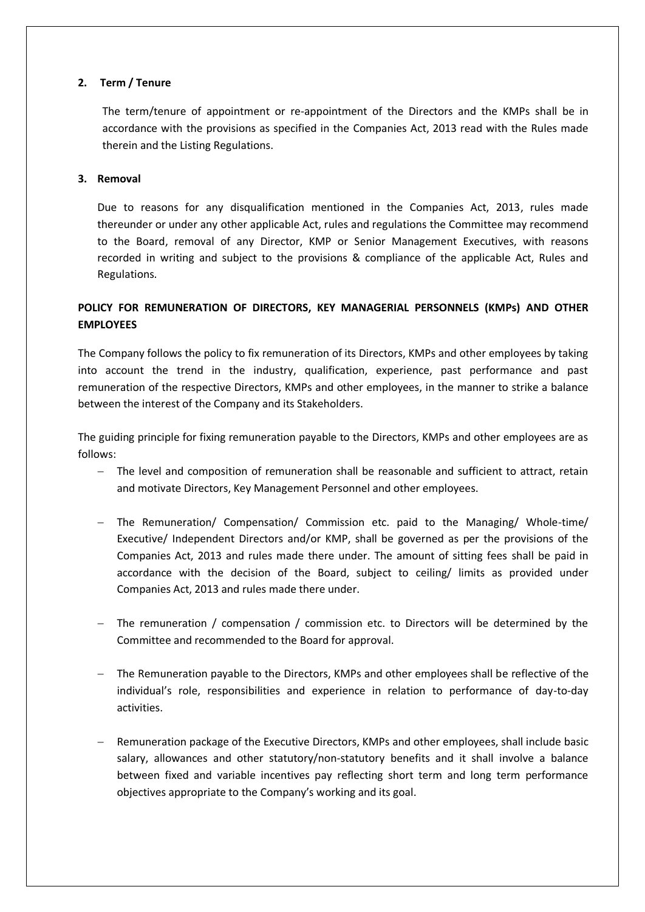**2. Term / Tenure**

The term/tenure of appointment or re-appointment of the Directors and the KMPs shall be in accordance with the provisions as specified in the Companies Act, 2013 read with the Rules made therein and the Listing Regulations.

**3. Removal**

Due to reasons for any disqualification mentioned in the Companies Act, 2013, rules made thereunder or under any other applicable Act, rules and regulations the Committee may recommend to the Board, removal of any Director, KMP or Senior Management Executives, with reasons recorded in writing and subject to the provisions & compliance of the applicable Act, Rules and Regulations.

**POLICY FOR REMUNERATION OF DIRECTORS, KEY MANAGERIAL PERSONNELS (KMPs) AND OTHER EMPLOYEES**

The Company follows the policy to fix remuneration of its Directors, KMPs and other employees by taking into account the trend in the industry, qualification, experience, past performance and past remuneration of the respective Directors, KMPs and other employees, in the manner to strike a balance between the interest of the Company and its Stakeholders.

The guiding principle for fixing remuneration payable to the Directors, KMPs and other employees are as follows:

- The level and composition of remuneration shall be reasonable and sufficient to attract, retain and motivate Directors, Key Management Personnel and other employees.
- The Remuneration/ Compensation/ Commission etc. paid to the Managing/ Whole-time/ Executive/ Independent Directors and/or KMP, shall be governed as per the provisions of the Companies Act, 2013 and rules made there under. The amount of sitting fees shall be paid in accordance with the decision of the Board, subject to ceiling/ limits as provided under Companies Act, 2013 and rules made there under.
- The remuneration / compensation / commission etc. to Directors will be determined by the Committee and recommended to the Board for approval.
- The Remuneration payable to the Directors, KMPs and other employees shall be reflective of the individual's role, responsibilities and experience in relation to performance of day-to-day activities.
- Remuneration package of the Executive Directors, KMPs and other employees, shall include basic salary, allowances and other statutory/non-statutory benefits and it shall involve a balance between fixed and variable incentives pay reflecting short term and long term performance objectives appropriate to the Company's working and its goal.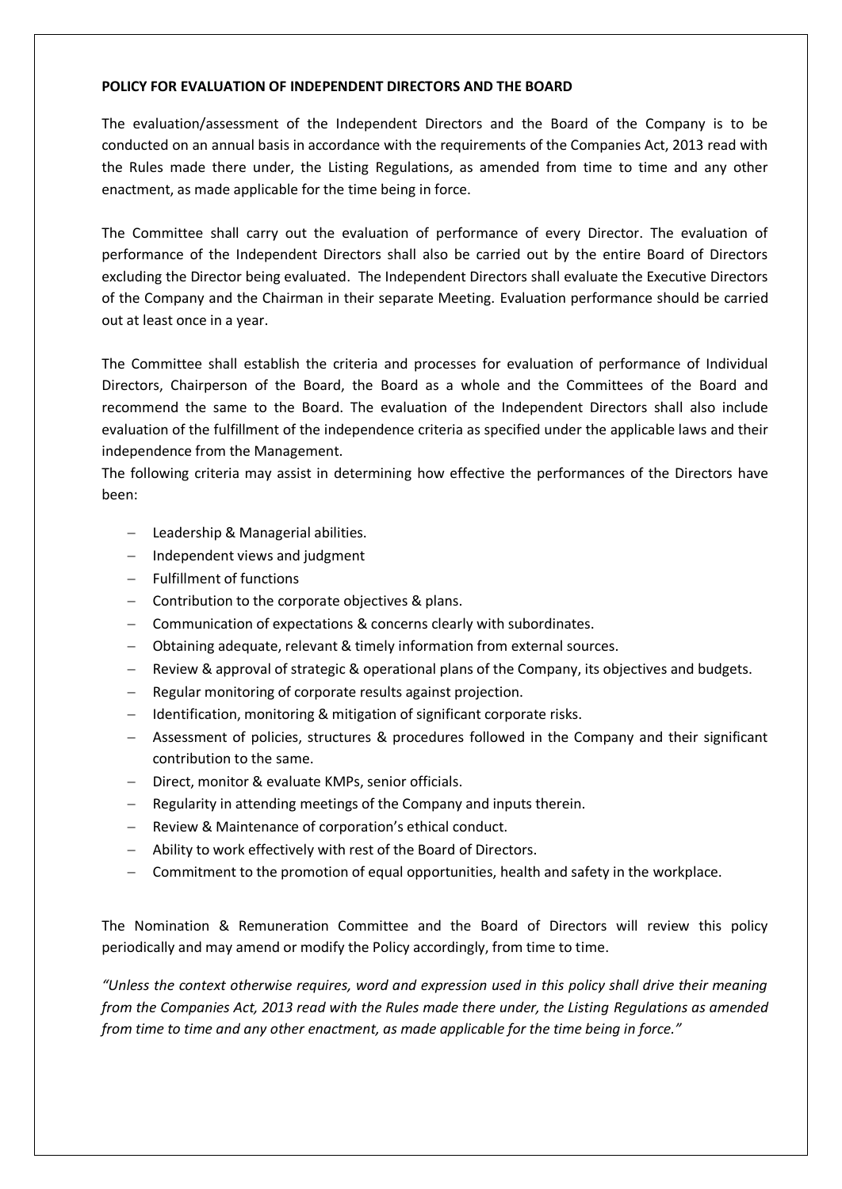**POLICY FOR EVALUATION OF INDEPENDENT DIRECTORS AND THE BOARD**

The evaluation/assessment of the Independent Directors and the Board of the Company is to be conducted on an annual basis in accordance with the requirements of the Companies Act, 2013 read with the Rules made there under, the Listing Regulations, as amended from time to time and any other enactment, as made applicable for the time being in force.

The Committee shall carry out the evaluation of performance of every Director. The evaluation of performance of the Independent Directors shall also be carried out by the entire Board of Directors excluding the Director being evaluated. The Independent Directors shall evaluate the Executive Directors of the Company and the Chairman in their separate Meeting. Evaluation performance should be carried out at least once in a year.

The Committee shall establish the criteria and processes for evaluation of performance of Individual Directors, Chairperson of the Board, the Board as a whole and the Committees of the Board and recommend the same to the Board. The evaluation of the Independent Directors shall also include evaluation of the fulfillment of the independence criteria as specified under the applicable laws and their independence from the Management.

The following criteria may assist in determining how effective the performances of the Directors have been:

- Leadership & Managerial abilities.
- Independent views and judgment
- Fulfillment of functions
- Contribution to the corporate objectives & plans.
- Communication of expectations & concerns clearly with subordinates.
- Obtaining adequate, relevant & timely information from external sources.
- Review & approval of strategic & operational plans of the Company, its objectives and budgets.
- Regular monitoring of corporate results against projection.
- Identification, monitoring & mitigation of significant corporate risks.
- Assessment of policies, structures & procedures followed in the Company and their significant contribution to the same.
- Direct, monitor & evaluate KMPs, senior officials.
- Regularity in attending meetings of the Company and inputs therein.
- Review & Maintenance of corporation's ethical conduct.
- Ability to work effectively with rest of the Board of Directors.
- Commitment to the promotion of equal opportunities, health and safety in the workplace.

The Nomination & Remuneration Committee and the Board of Directors will review this policy periodically and may amend or modify the Policy accordingly, from time to time.

*"Unless the context otherwise requires, word and expression used in this policy shall drive their meaning from the Companies Act, 2013 read with the Rules made there under, the Listing Regulations as amended from time to time and any other enactment, as made applicable for the time being in force."*